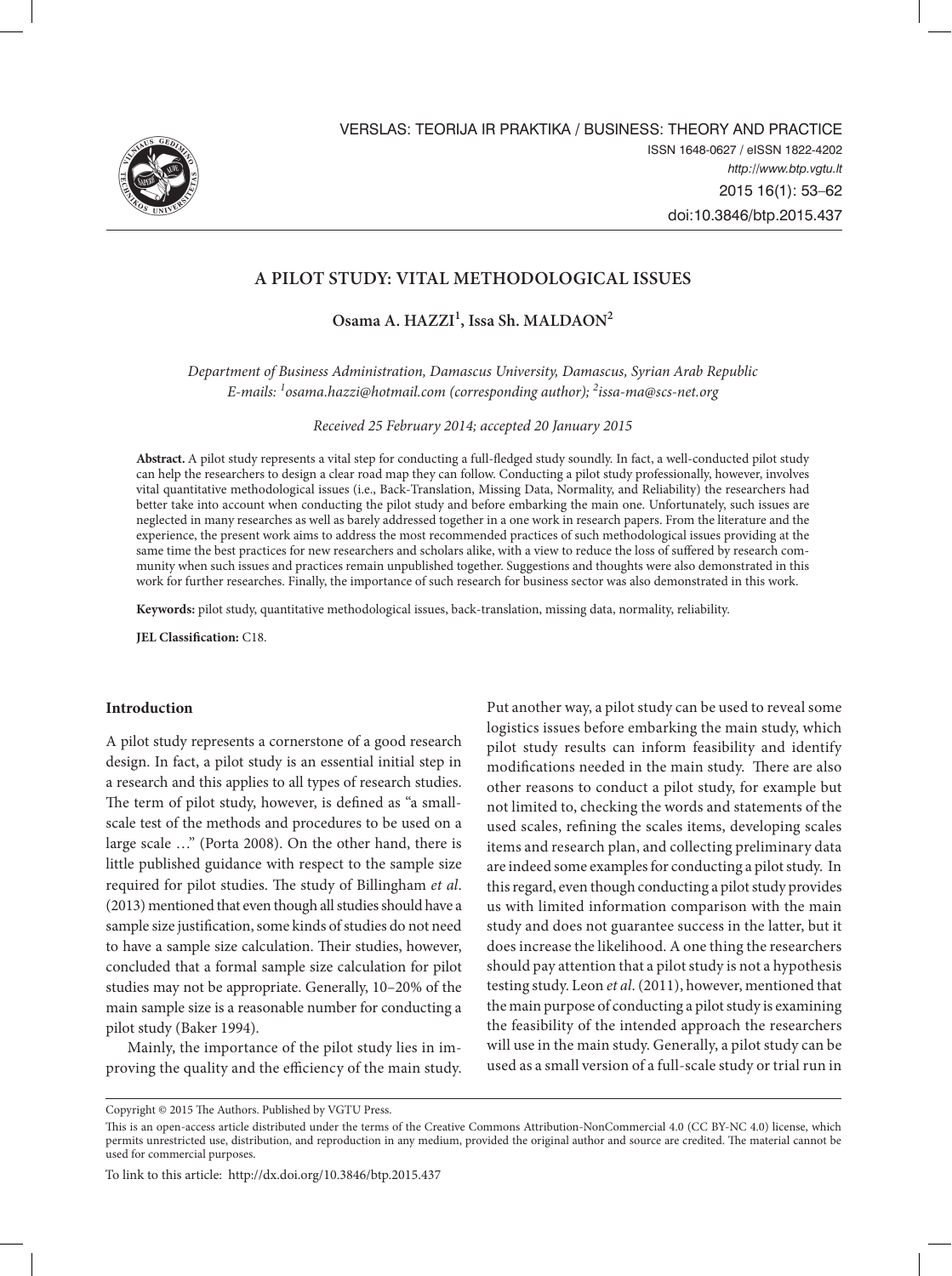# A PILOT STUDY: VITAL METHODOLOGICAL ISSUES

**Osama A. HAZZI[1], Issa Sh. MALDAON[2]**

*Department of Business Administration, Damascus University, Damascus, Syrian Arab Republic*
*E-mails: [1]osama.hazzi@hotmail.com (corresponding author); [2]issa-ma@scs-net.org*

*Received 25 February 2014; accepted 20 January 2015*

**Abstract.** A pilot study represents a vital step for conducting a full-fledged study soundly. In fact, a well-conducted pilot study can help the researchers to design a clear road map they can follow. Conducting a pilot study professionally, however, involves vital quantitative methodological issues (i.e., Back-Translation, Missing Data, Normality, and Reliability) the researchers had better take into account when conducting the pilot study and before embarking the main one. Unfortunately, such issues are neglected in many researches as well as barely addressed together in a one work in research papers. From the literature and the experience, the present work aims to address the most recommended practices of such methodological issues providing at the same time the best practices for new researchers and scholars alike, with a view to reduce the loss of suffered by research community when such issues and practices remain unpublished together. Suggestions and thoughts were also demonstrated in this work for further researches. Finally, the importance of such research for business sector was also demonstrated in this work.

**Keywords:** pilot study, quantitative methodological issues, back-translation, missing data, normality, reliability.

**JEL Classification:** C18.

## Introduction

A pilot study represents a cornerstone of a good research design. In fact, a pilot study is an essential initial step in a research and this applies to all types of research studies. The term of pilot study, however, is defined as "a small-scale test of the methods and procedures to be used on a large scale …" (Porta 2008). On the other hand, there is little published guidance with respect to the sample size required for pilot studies. The study of Billingham *et al*. (2013) mentioned that even though all studies should have a sample size justification, some kinds of studies do not need to have a sample size calculation. Their studies, however, concluded that a formal sample size calculation for pilot studies may not be appropriate. Generally, 10–20% of the main sample size is a reasonable number for conducting a pilot study (Baker 1994).

Mainly, the importance of the pilot study lies in improving the quality and the efficiency of the main study. Put another way, a pilot study can be used to reveal some logistics issues before embarking the main study, which pilot study results can inform feasibility and identify modifications needed in the main study. There are also other reasons to conduct a pilot study, for example but not limited to, checking the words and statements of the used scales, refining the scales items, developing scales items and research plan, and collecting preliminary data are indeed some examples for conducting a pilot study. In this regard, even though conducting a pilot study provides us with limited information comparison with the main study and does not guarantee success in the latter, but it does increase the likelihood. A one thing the researchers should pay attention that a pilot study is not a hypothesis testing study. Leon *et al*. (2011), however, mentioned that the main purpose of conducting a pilot study is examining the feasibility of the intended approach the researchers will use in the main study. Generally, a pilot study can be used as a small version of a full-scale study or trial run in

Copyright © 2015 The Authors. Published by VGTU Press.

This is an open-access article distributed under the terms of the Creative Commons Attribution-NonCommercial 4.0 (CC BY-NC 4.0) license, which permits unrestricted use, distribution, and reproduction in any medium, provided the original author and source are credited. The material cannot be used for commercial purposes.

To link to this article: http://dx.doi.org/10.3846/btp.2015.437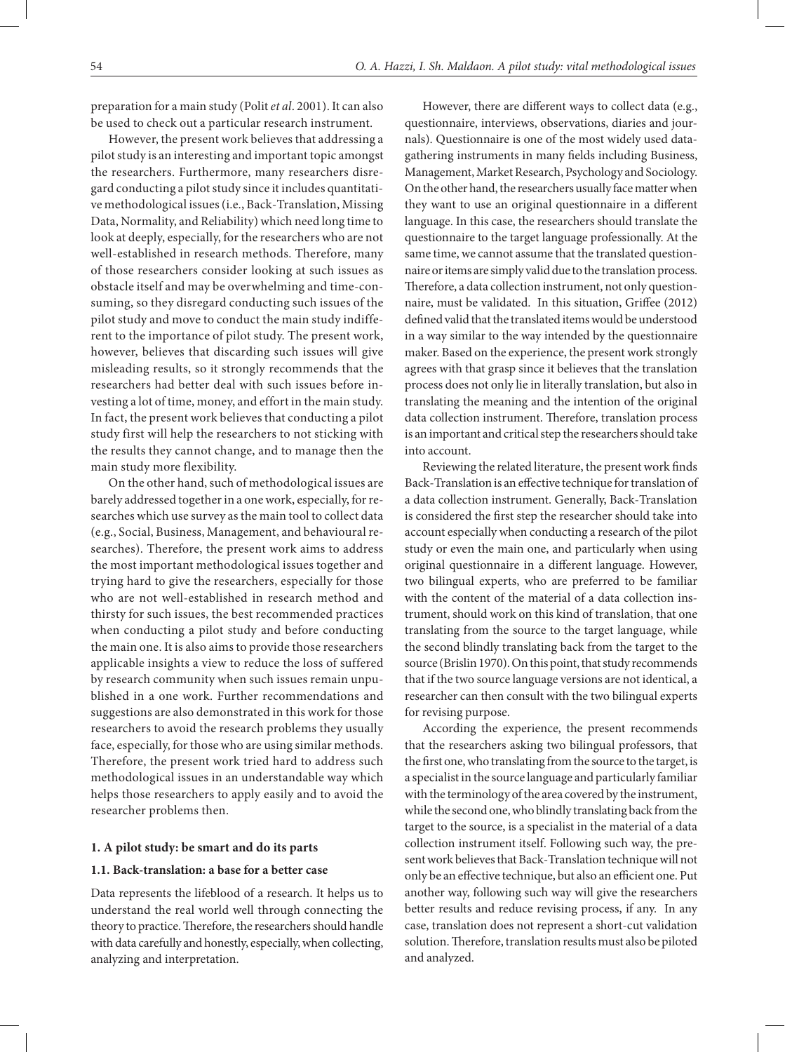preparation for a main study (Polit *et al*. 2001). It can also be used to check out a particular research instrument.

However, the present work believes that addressing a pilot study is an interesting and important topic amongst the researchers. Furthermore, many researchers disregard conducting a pilot study since it includes quantitative methodological issues (i.e., Back-Translation, Missing Data, Normality, and Reliability) which need long time to look at deeply, especially, for the researchers who are not well-established in research methods. Therefore, many of those researchers consider looking at such issues as obstacle itself and may be overwhelming and time-consuming, so they disregard conducting such issues of the pilot study and move to conduct the main study indifferent to the importance of pilot study. The present work, however, believes that discarding such issues will give misleading results, so it strongly recommends that the researchers had better deal with such issues before investing a lot of time, money, and effort in the main study. In fact, the present work believes that conducting a pilot study first will help the researchers to not sticking with the results they cannot change, and to manage then the main study more flexibility.

On the other hand, such of methodological issues are barely addressed together in a one work, especially, for researches which use survey as the main tool to collect data (e.g., Social, Business, Management, and behavioural researches). Therefore, the present work aims to address the most important methodological issues together and trying hard to give the researchers, especially for those who are not well-established in research method and thirsty for such issues, the best recommended practices when conducting a pilot study and before conducting the main one. It is also aims to provide those researchers applicable insights a view to reduce the loss of suffered by research community when such issues remain unpublished in a one work. Further recommendations and suggestions are also demonstrated in this work for those researchers to avoid the research problems they usually face, especially, for those who are using similar methods. Therefore, the present work tried hard to address such methodological issues in an understandable way which helps those researchers to apply easily and to avoid the researcher problems then.

## 1. A pilot study: be smart and do its parts

### 1.1. Back-translation: a base for a better case

Data represents the lifeblood of a research. It helps us to understand the real world well through connecting the theory to practice. Therefore, the researchers should handle with data carefully and honestly, especially, when collecting, analyzing and interpretation.

However, there are different ways to collect data (e.g., questionnaire, interviews, observations, diaries and journals). Questionnaire is one of the most widely used data-gathering instruments in many fields including Business, Management, Market Research, Psychology and Sociology. On the other hand, the researchers usually face matter when they want to use an original questionnaire in a different language. In this case, the researchers should translate the questionnaire to the target language professionally. At the same time, we cannot assume that the translated questionnaire or items are simply valid due to the translation process. Therefore, a data collection instrument, not only questionnaire, must be validated. In this situation, Griffee (2012) defined valid that the translated items would be understood in a way similar to the way intended by the questionnaire maker. Based on the experience, the present work strongly agrees with that grasp since it believes that the translation process does not only lie in literally translation, but also in translating the meaning and the intention of the original data collection instrument. Therefore, translation process is an important and critical step the researchers should take into account.

Reviewing the related literature, the present work finds Back-Translation is an effective technique for translation of a data collection instrument. Generally, Back-Translation is considered the first step the researcher should take into account especially when conducting a research of the pilot study or even the main one, and particularly when using original questionnaire in a different language. However, two bilingual experts, who are preferred to be familiar with the content of the material of a data collection instrument, should work on this kind of translation, that one translating from the source to the target language, while the second blindly translating back from the target to the source (Brislin 1970). On this point, that study recommends that if the two source language versions are not identical, a researcher can then consult with the two bilingual experts for revising purpose.

According the experience, the present recommends that the researchers asking two bilingual professors, that the first one, who translating from the source to the target, is a specialist in the source language and particularly familiar with the terminology of the area covered by the instrument, while the second one, who blindly translating back from the target to the source, is a specialist in the material of a data collection instrument itself. Following such way, the present work believes that Back-Translation technique will not only be an effective technique, but also an efficient one. Put another way, following such way will give the researchers better results and reduce revising process, if any. In any case, translation does not represent a short-cut validation solution. Therefore, translation results must also be piloted and analyzed.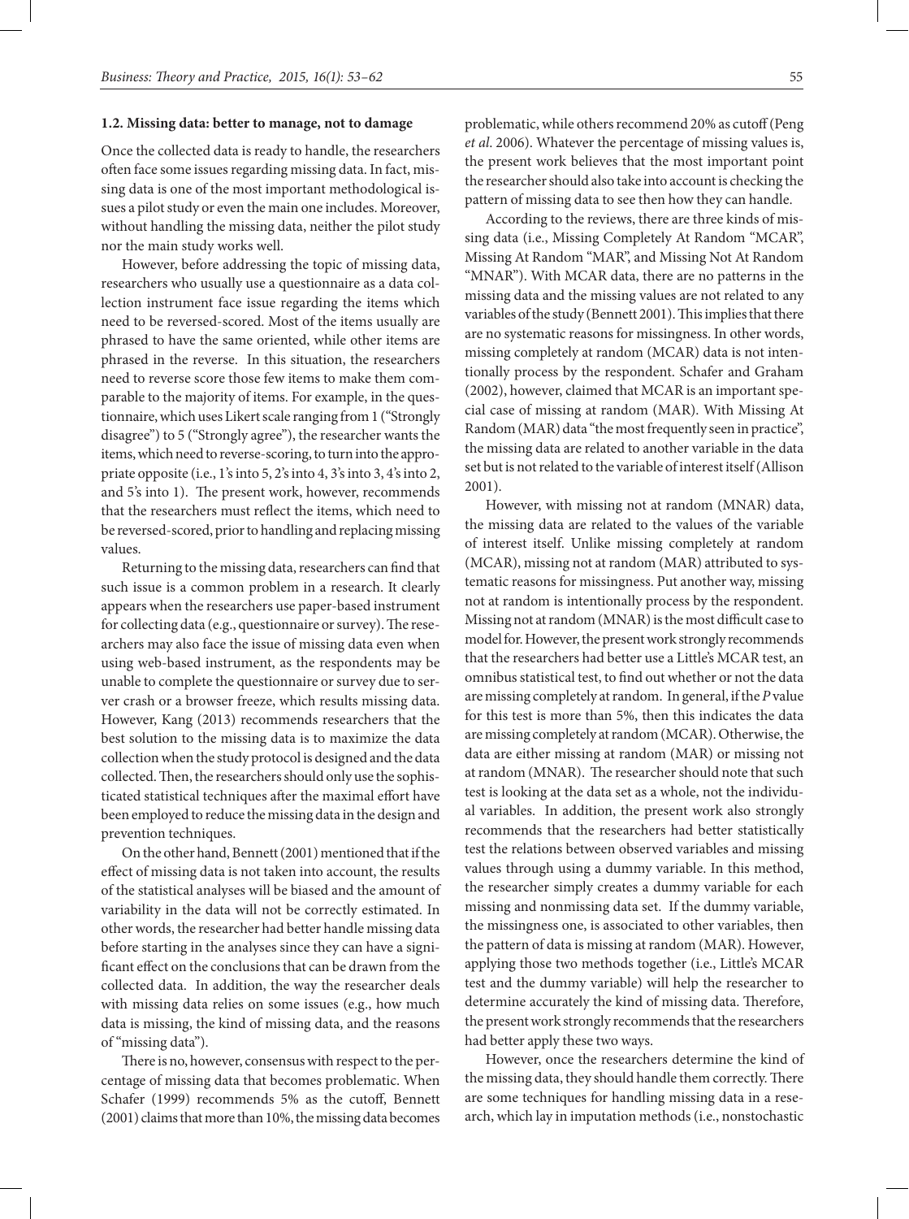### 1.2. Missing data: better to manage, not to damage

Once the collected data is ready to handle, the researchers often face some issues regarding missing data. In fact, missing data is one of the most important methodological issues a pilot study or even the main one includes. Moreover, without handling the missing data, neither the pilot study nor the main study works well.

However, before addressing the topic of missing data, researchers who usually use a questionnaire as a data collection instrument face issue regarding the items which need to be reversed-scored. Most of the items usually are phrased to have the same oriented, while other items are phrased in the reverse. In this situation, the researchers need to reverse score those few items to make them comparable to the majority of items. For example, in the questionnaire, which uses Likert scale ranging from 1 ("Strongly disagree") to 5 ("Strongly agree"), the researcher wants the items, which need to reverse-scoring, to turn into the appropriate opposite (i.e., 1's into 5, 2's into 4, 3's into 3, 4's into 2, and 5's into 1). The present work, however, recommends that the researchers must reflect the items, which need to be reversed-scored, prior to handling and replacing missing values.

Returning to the missing data, researchers can find that such issue is a common problem in a research. It clearly appears when the researchers use paper-based instrument for collecting data (e.g., questionnaire or survey). The researchers may also face the issue of missing data even when using web-based instrument, as the respondents may be unable to complete the questionnaire or survey due to server crash or a browser freeze, which results missing data. However, Kang (2013) recommends researchers that the best solution to the missing data is to maximize the data collection when the study protocol is designed and the data collected. Then, the researchers should only use the sophisticated statistical techniques after the maximal effort have been employed to reduce the missing data in the design and prevention techniques.

On the other hand, Bennett (2001) mentioned that if the effect of missing data is not taken into account, the results of the statistical analyses will be biased and the amount of variability in the data will not be correctly estimated. In other words, the researcher had better handle missing data before starting in the analyses since they can have a significant effect on the conclusions that can be drawn from the collected data. In addition, the way the researcher deals with missing data relies on some issues (e.g., how much data is missing, the kind of missing data, and the reasons of "missing data").

There is no, however, consensus with respect to the percentage of missing data that becomes problematic. When Schafer (1999) recommends 5% as the cutoff, Bennett (2001) claims that more than 10%, the missing data becomes problematic, while others recommend 20% as cutoff (Peng *et al.* 2006). Whatever the percentage of missing values is, the present work believes that the most important point the researcher should also take into account is checking the pattern of missing data to see then how they can handle.

According to the reviews, there are three kinds of missing data (i.e., Missing Completely At Random "MCAR", Missing At Random "MAR", and Missing Not At Random "MNAR"). With MCAR data, there are no patterns in the missing data and the missing values are not related to any variables of the study (Bennett 2001). This implies that there are no systematic reasons for missingness. In other words, missing completely at random (MCAR) data is not intentionally process by the respondent. Schafer and Graham (2002), however, claimed that MCAR is an important special case of missing at random (MAR). With Missing At Random (MAR) data "the most frequently seen in practice", the missing data are related to another variable in the data set but is not related to the variable of interest itself (Allison 2001).

However, with missing not at random (MNAR) data, the missing data are related to the values of the variable of interest itself. Unlike missing completely at random (MCAR), missing not at random (MAR) attributed to systematic reasons for missingness. Put another way, missing not at random is intentionally process by the respondent. Missing not at random (MNAR) is the most difficult case to model for. However, the present work strongly recommends that the researchers had better use a Little's MCAR test, an omnibus statistical test, to find out whether or not the data are missing completely at random. In general, if the *P* value for this test is more than 5%, then this indicates the data are missing completely at random (MCAR). Otherwise, the data are either missing at random (MAR) or missing not at random (MNAR). The researcher should note that such test is looking at the data set as a whole, not the individual variables. In addition, the present work also strongly recommends that the researchers had better statistically test the relations between observed variables and missing values through using a dummy variable. In this method, the researcher simply creates a dummy variable for each missing and nonmissing data set. If the dummy variable, the missingness one, is associated to other variables, then the pattern of data is missing at random (MAR). However, applying those two methods together (i.e., Little's MCAR test and the dummy variable) will help the researcher to determine accurately the kind of missing data. Therefore, the present work strongly recommends that the researchers had better apply these two ways.

However, once the researchers determine the kind of the missing data, they should handle them correctly. There are some techniques for handling missing data in a research, which lay in imputation methods (i.e., nonstochastic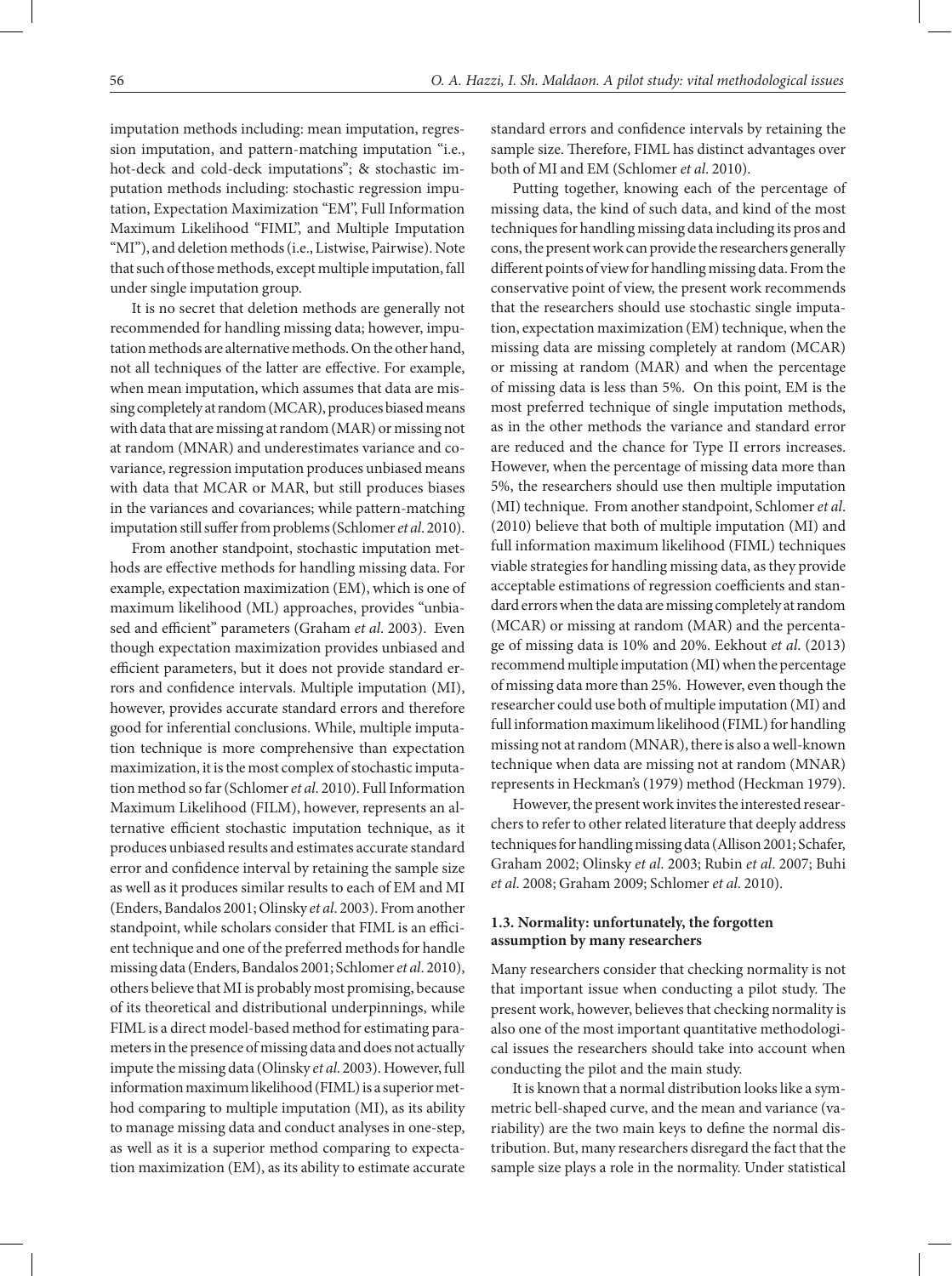imputation methods including: mean imputation, regression imputation, and pattern-matching imputation "i.e., hot-deck and cold-deck imputations"; & stochastic imputation methods including: stochastic regression imputation, Expectation Maximization "EM", Full Information Maximum Likelihood "FIML", and Multiple Imputation "MI"), and deletion methods (i.e., Listwise, Pairwise). Note that such of those methods, except multiple imputation, fall under single imputation group.

It is no secret that deletion methods are generally not recommended for handling missing data; however, imputation methods are alternative methods. On the other hand, not all techniques of the latter are effective. For example, when mean imputation, which assumes that data are missing completely at random (MCAR), produces biased means with data that are missing at random (MAR) or missing not at random (MNAR) and underestimates variance and covariance, regression imputation produces unbiased means with data that MCAR or MAR, but still produces biases in the variances and covariances; while pattern-matching imputation still suffer from problems (Schlomer *et al*. 2010).

From another standpoint, stochastic imputation methods are effective methods for handling missing data. For example, expectation maximization (EM), which is one of maximum likelihood (ML) approaches, provides "unbiased and efficient" parameters (Graham *et al*. 2003). Even though expectation maximization provides unbiased and efficient parameters, but it does not provide standard errors and confidence intervals. Multiple imputation (MI), however, provides accurate standard errors and therefore good for inferential conclusions. While, multiple imputation technique is more comprehensive than expectation maximization, it is the most complex of stochastic imputation method so far (Schlomer *et al*. 2010). Full Information Maximum Likelihood (FILM), however, represents an alternative efficient stochastic imputation technique, as it produces unbiased results and estimates accurate standard error and confidence interval by retaining the sample size as well as it produces similar results to each of EM and MI (Enders, Bandalos 2001; Olinsky *et al*. 2003). From another standpoint, while scholars consider that FIML is an efficient technique and one of the preferred methods for handle missing data (Enders, Bandalos 2001; Schlomer *et al*. 2010), others believe that MI is probably most promising, because of its theoretical and distributional underpinnings, while FIML is a direct model-based method for estimating parameters in the presence of missing data and does not actually impute the missing data (Olinsky *et al*. 2003). However, full information maximum likelihood (FIML) is a superior method comparing to multiple imputation (MI), as its ability to manage missing data and conduct analyses in one-step, as well as it is a superior method comparing to expectation maximization (EM), as its ability to estimate accurate standard errors and confidence intervals by retaining the sample size. Therefore, FIML has distinct advantages over both of MI and EM (Schlomer *et al*. 2010).

Putting together, knowing each of the percentage of missing data, the kind of such data, and kind of the most techniques for handling missing data including its pros and cons, the present work can provide the researchers generally different points of view for handling missing data. From the conservative point of view, the present work recommends that the researchers should use stochastic single imputation, expectation maximization (EM) technique, when the missing data are missing completely at random (MCAR) or missing at random (MAR) and when the percentage of missing data is less than 5%. On this point, EM is the most preferred technique of single imputation methods, as in the other methods the variance and standard error are reduced and the chance for Type II errors increases. However, when the percentage of missing data more than 5%, the researchers should use then multiple imputation (MI) technique. From another standpoint, Schlomer *et al*. (2010) believe that both of multiple imputation (MI) and full information maximum likelihood (FIML) techniques viable strategies for handling missing data, as they provide acceptable estimations of regression coefficients and standard errors when the data are missing completely at random (MCAR) or missing at random (MAR) and the percentage of missing data is 10% and 20%. Eekhout *et al*. (2013) recommend multiple imputation (MI) when the percentage of missing data more than 25%. However, even though the researcher could use both of multiple imputation (MI) and full information maximum likelihood (FIML) for handling missing not at random (MNAR), there is also a well-known technique when data are missing not at random (MNAR) represents in Heckman's (1979) method (Heckman 1979).

However, the present work invites the interested researchers to refer to other related literature that deeply address techniques for handling missing data (Allison 2001; Schafer, Graham 2002; Olinsky *et al*. 2003; Rubin *et al*. 2007; Buhi *et al*. 2008; Graham 2009; Schlomer *et al*. 2010).

### 1.3. Normality: unfortunately, the forgotten assumption by many researchers

Many researchers consider that checking normality is not that important issue when conducting a pilot study. The present work, however, believes that checking normality is also one of the most important quantitative methodological issues the researchers should take into account when conducting the pilot and the main study.

It is known that a normal distribution looks like a symmetric bell-shaped curve, and the mean and variance (variability) are the two main keys to define the normal distribution. But, many researchers disregard the fact that the sample size plays a role in the normality. Under statistical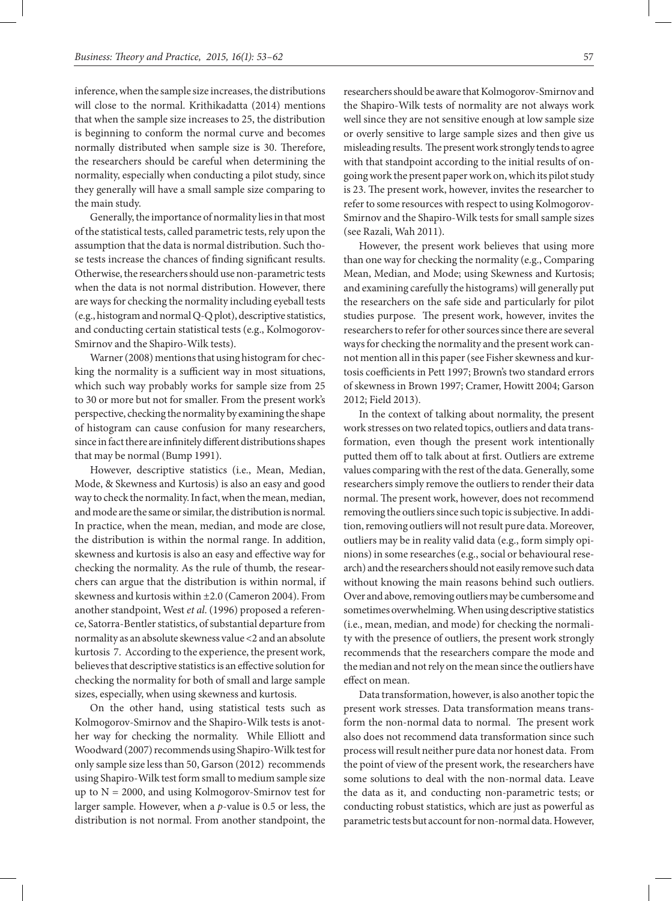inference, when the sample size increases, the distributions will close to the normal. Krithikadatta (2014) mentions that when the sample size increases to 25, the distribution is beginning to conform the normal curve and becomes normally distributed when sample size is 30. Therefore, the researchers should be careful when determining the normality, especially when conducting a pilot study, since they generally will have a small sample size comparing to the main study.

Generally, the importance of normality lies in that most of the statistical tests, called parametric tests, rely upon the assumption that the data is normal distribution. Such those tests increase the chances of finding significant results. Otherwise, the researchers should use non-parametric tests when the data is not normal distribution. However, there are ways for checking the normality including eyeball tests (e.g., histogram and normal Q-Q plot), descriptive statistics, and conducting certain statistical tests (e.g., Kolmogorov-Smirnov and the Shapiro-Wilk tests).

Warner (2008) mentions that using histogram for checking the normality is a sufficient way in most situations, which such way probably works for sample size from 25 to 30 or more but not for smaller. From the present work's perspective, checking the normality by examining the shape of histogram can cause confusion for many researchers, since in fact there are infinitely different distributions shapes that may be normal (Bump 1991).

However, descriptive statistics (i.e., Mean, Median, Mode, & Skewness and Kurtosis) is also an easy and good way to check the normality. In fact, when the mean, median, and mode are the same or similar, the distribution is normal. In practice, when the mean, median, and mode are close, the distribution is within the normal range. In addition, skewness and kurtosis is also an easy and effective way for checking the normality. As the rule of thumb, the researchers can argue that the distribution is within normal, if skewness and kurtosis within ±2.0 (Cameron 2004). From another standpoint, West *et al.* (1996) proposed a reference, Satorra-Bentler statistics, of substantial departure from normality as an absolute skewness value <2 and an absolute kurtosis 7. According to the experience, the present work, believes that descriptive statistics is an effective solution for checking the normality for both of small and large sample sizes, especially, when using skewness and kurtosis.

On the other hand, using statistical tests such as Kolmogorov-Smirnov and the Shapiro-Wilk tests is another way for checking the normality. While Elliott and Woodward (2007) recommends using Shapiro-Wilk test for only sample size less than 50, Garson (2012) recommends using Shapiro-Wilk test form small to medium sample size up to N = 2000, and using Kolmogorov-Smirnov test for larger sample. However, when a *p*-value is 0.5 or less, the distribution is not normal. From another standpoint, the researchers should be aware that Kolmogorov-Smirnov and the Shapiro-Wilk tests of normality are not always work well since they are not sensitive enough at low sample size or overly sensitive to large sample sizes and then give us misleading results. The present work strongly tends to agree with that standpoint according to the initial results of ongoing work the present paper work on, which its pilot study is 23. The present work, however, invites the researcher to refer to some resources with respect to using Kolmogorov-Smirnov and the Shapiro-Wilk tests for small sample sizes (see Razali, Wah 2011).

However, the present work believes that using more than one way for checking the normality (e.g., Comparing Mean, Median, and Mode; using Skewness and Kurtosis; and examining carefully the histograms) will generally put the researchers on the safe side and particularly for pilot studies purpose. The present work, however, invites the researchers to refer for other sources since there are several ways for checking the normality and the present work cannot mention all in this paper (see Fisher skewness and kurtosis coefficients in Pett 1997; Brown's two standard errors of skewness in Brown 1997; Cramer, Howitt 2004; Garson 2012; Field 2013).

In the context of talking about normality, the present work stresses on two related topics, outliers and data transformation, even though the present work intentionally putted them off to talk about at first. Outliers are extreme values comparing with the rest of the data. Generally, some researchers simply remove the outliers to render their data normal. The present work, however, does not recommend removing the outliers since such topic is subjective. In addition, removing outliers will not result pure data. Moreover, outliers may be in reality valid data (e.g., form simply opinions) in some researches (e.g., social or behavioural research) and the researchers should not easily remove such data without knowing the main reasons behind such outliers. Over and above, removing outliers may be cumbersome and sometimes overwhelming. When using descriptive statistics (i.e., mean, median, and mode) for checking the normality with the presence of outliers, the present work strongly recommends that the researchers compare the mode and the median and not rely on the mean since the outliers have effect on mean.

Data transformation, however, is also another topic the present work stresses. Data transformation means transform the non-normal data to normal. The present work also does not recommend data transformation since such process will result neither pure data nor honest data. From the point of view of the present work, the researchers have some solutions to deal with the non-normal data. Leave the data as it, and conducting non-parametric tests; or conducting robust statistics, which are just as powerful as parametric tests but account for non-normal data. However,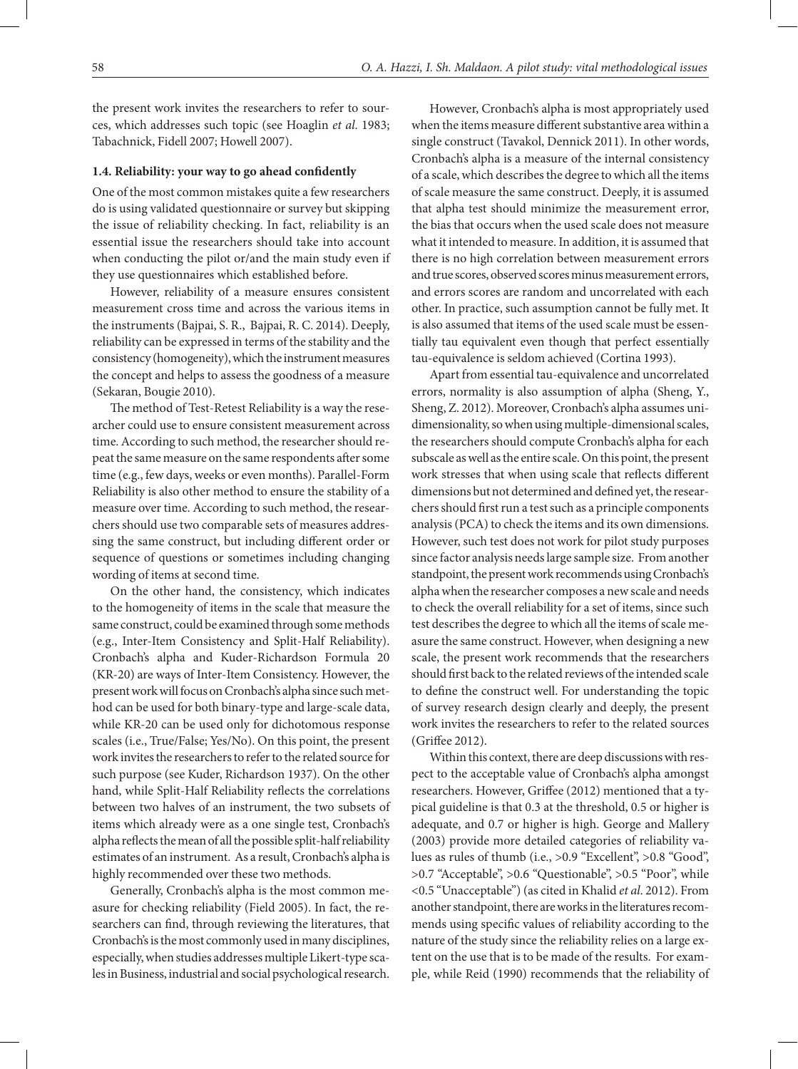the present work invites the researchers to refer to sources, which addresses such topic (see Hoaglin *et al*. 1983; Tabachnick, Fidell 2007; Howell 2007).

### 1.4. Reliability: your way to go ahead confidently

One of the most common mistakes quite a few researchers do is using validated questionnaire or survey but skipping the issue of reliability checking. In fact, reliability is an essential issue the researchers should take into account when conducting the pilot or/and the main study even if they use questionnaires which established before.

However, reliability of a measure ensures consistent measurement cross time and across the various items in the instruments (Bajpai, S. R., Bajpai, R. C. 2014). Deeply, reliability can be expressed in terms of the stability and the consistency (homogeneity), which the instrument measures the concept and helps to assess the goodness of a measure (Sekaran, Bougie 2010).

The method of Test-Retest Reliability is a way the researcher could use to ensure consistent measurement across time. According to such method, the researcher should repeat the same measure on the same respondents after some time (e.g., few days, weeks or even months). Parallel-Form Reliability is also other method to ensure the stability of a measure over time. According to such method, the researchers should use two comparable sets of measures addressing the same construct, but including different order or sequence of questions or sometimes including changing wording of items at second time.

On the other hand, the consistency, which indicates to the homogeneity of items in the scale that measure the same construct, could be examined through some methods (e.g., Inter-Item Consistency and Split-Half Reliability). Cronbach's alpha and Kuder-Richardson Formula 20 (KR-20) are ways of Inter-Item Consistency. However, the present work will focus on Cronbach's alpha since such method can be used for both binary-type and large-scale data, while KR-20 can be used only for dichotomous response scales (i.e., True/False; Yes/No). On this point, the present work invites the researchers to refer to the related source for such purpose (see Kuder, Richardson 1937). On the other hand, while Split-Half Reliability reflects the correlations between two halves of an instrument, the two subsets of items which already were as a one single test, Cronbach's alpha reflects the mean of all the possible split-half reliability estimates of an instrument. As a result, Cronbach's alpha is highly recommended over these two methods.

Generally, Cronbach's alpha is the most common measure for checking reliability (Field 2005). In fact, the researchers can find, through reviewing the literatures, that Cronbach's is the most commonly used in many disciplines, especially, when studies addresses multiple Likert-type scales in Business, industrial and social psychological research.

However, Cronbach's alpha is most appropriately used when the items measure different substantive area within a single construct (Tavakol, Dennick 2011). In other words, Cronbach's alpha is a measure of the internal consistency of a scale, which describes the degree to which all the items of scale measure the same construct. Deeply, it is assumed that alpha test should minimize the measurement error, the bias that occurs when the used scale does not measure what it intended to measure. In addition, it is assumed that there is no high correlation between measurement errors and true scores, observed scores minus measurement errors, and errors scores are random and uncorrelated with each other. In practice, such assumption cannot be fully met. It is also assumed that items of the used scale must be essentially tau equivalent even though that perfect essentially tau-equivalence is seldom achieved (Cortina 1993).

Apart from essential tau-equivalence and uncorrelated errors, normality is also assumption of alpha (Sheng, Y., Sheng, Z. 2012). Moreover, Cronbach's alpha assumes unidimensionality, so when using multiple-dimensional scales, the researchers should compute Cronbach's alpha for each subscale as well as the entire scale. On this point, the present work stresses that when using scale that reflects different dimensions but not determined and defined yet, the researchers should first run a test such as a principle components analysis (PCA) to check the items and its own dimensions. However, such test does not work for pilot study purposes since factor analysis needs large sample size. From another standpoint, the present work recommends using Cronbach's alpha when the researcher composes a new scale and needs to check the overall reliability for a set of items, since such test describes the degree to which all the items of scale measure the same construct. However, when designing a new scale, the present work recommends that the researchers should first back to the related reviews of the intended scale to define the construct well. For understanding the topic of survey research design clearly and deeply, the present work invites the researchers to refer to the related sources (Griffee 2012).

Within this context, there are deep discussions with respect to the acceptable value of Cronbach's alpha amongst researchers. However, Griffee (2012) mentioned that a typical guideline is that 0.3 at the threshold, 0.5 or higher is adequate, and 0.7 or higher is high. George and Mallery (2003) provide more detailed categories of reliability values as rules of thumb (i.e., >0.9 "Excellent", >0.8 "Good", >0.7 "Acceptable", >0.6 "Questionable", >0.5 "Poor", while <0.5 "Unacceptable") (as cited in Khalid *et al*. 2012). From another standpoint, there are works in the literatures recommends using specific values of reliability according to the nature of the study since the reliability relies on a large extent on the use that is to be made of the results. For example, while Reid (1990) recommends that the reliability of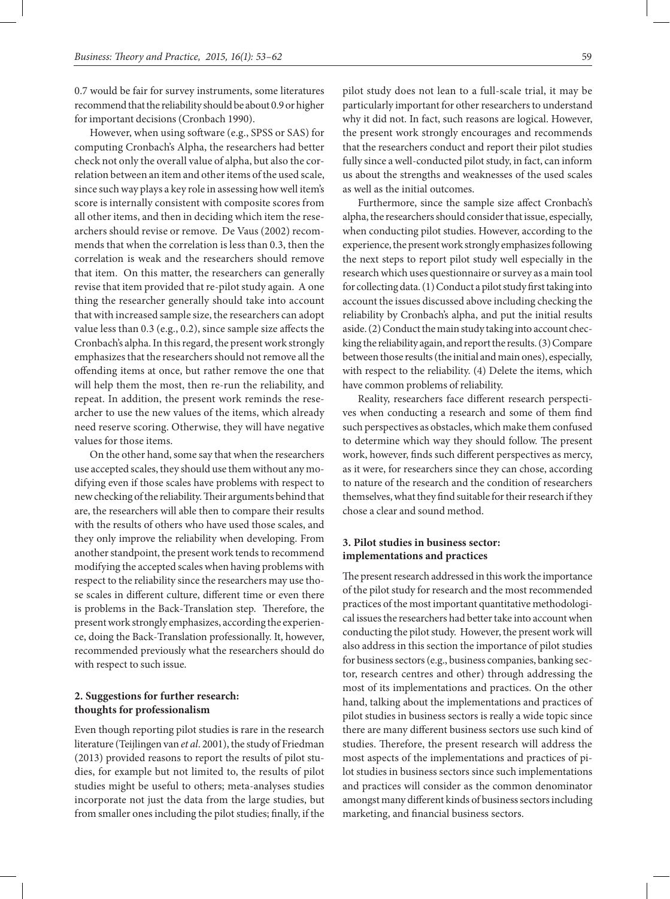0.7 would be fair for survey instruments, some literatures recommend that the reliability should be about 0.9 or higher for important decisions (Cronbach 1990).

However, when using software (e.g., SPSS or SAS) for computing Cronbach's Alpha, the researchers had better check not only the overall value of alpha, but also the correlation between an item and other items of the used scale, since such way plays a key role in assessing how well item's score is internally consistent with composite scores from all other items, and then in deciding which item the researchers should revise or remove. De Vaus (2002) recommends that when the correlation is less than 0.3, then the correlation is weak and the researchers should remove that item. On this matter, the researchers can generally revise that item provided that re-pilot study again. A one thing the researcher generally should take into account that with increased sample size, the researchers can adopt value less than 0.3 (e.g., 0.2), since sample size affects the Cronbach's alpha. In this regard, the present work strongly emphasizes that the researchers should not remove all the offending items at once, but rather remove the one that will help them the most, then re-run the reliability, and repeat. In addition, the present work reminds the researcher to use the new values of the items, which already need reserve scoring. Otherwise, they will have negative values for those items.

On the other hand, some say that when the researchers use accepted scales, they should use them without any modifying even if those scales have problems with respect to new checking of the reliability. Their arguments behind that are, the researchers will able then to compare their results with the results of others who have used those scales, and they only improve the reliability when developing. From another standpoint, the present work tends to recommend modifying the accepted scales when having problems with respect to the reliability since the researchers may use those scales in different culture, different time or even there is problems in the Back-Translation step. Therefore, the present work strongly emphasizes, according the experience, doing the Back-Translation professionally. It, however, recommended previously what the researchers should do with respect to such issue.

## 2. Suggestions for further research: thoughts for professionalism

Even though reporting pilot studies is rare in the research literature (Teijlingen van *et al*. 2001), the study of Friedman (2013) provided reasons to report the results of pilot studies, for example but not limited to, the results of pilot studies might be useful to others; meta-analyses studies incorporate not just the data from the large studies, but from smaller ones including the pilot studies; finally, if the pilot study does not lean to a full-scale trial, it may be particularly important for other researchers to understand why it did not. In fact, such reasons are logical. However, the present work strongly encourages and recommends that the researchers conduct and report their pilot studies fully since a well-conducted pilot study, in fact, can inform us about the strengths and weaknesses of the used scales as well as the initial outcomes.

Furthermore, since the sample size affect Cronbach's alpha, the researchers should consider that issue, especially, when conducting pilot studies. However, according to the experience, the present work strongly emphasizes following the next steps to report pilot study well especially in the research which uses questionnaire or survey as a main tool for collecting data. (1) Conduct a pilot study first taking into account the issues discussed above including checking the reliability by Cronbach's alpha, and put the initial results aside. (2) Conduct the main study taking into account checking the reliability again, and report the results. (3) Compare between those results (the initial and main ones), especially, with respect to the reliability. (4) Delete the items, which have common problems of reliability.

Reality, researchers face different research perspectives when conducting a research and some of them find such perspectives as obstacles, which make them confused to determine which way they should follow. The present work, however, finds such different perspectives as mercy, as it were, for researchers since they can chose, according to nature of the research and the condition of researchers themselves, what they find suitable for their research if they chose a clear and sound method.

## 3. Pilot studies in business sector: implementations and practices

The present research addressed in this work the importance of the pilot study for research and the most recommended practices of the most important quantitative methodological issues the researchers had better take into account when conducting the pilot study. However, the present work will also address in this section the importance of pilot studies for business sectors (e.g., business companies, banking sector, research centres and other) through addressing the most of its implementations and practices. On the other hand, talking about the implementations and practices of pilot studies in business sectors is really a wide topic since there are many different business sectors use such kind of studies. Therefore, the present research will address the most aspects of the implementations and practices of pilot studies in business sectors since such implementations and practices will consider as the common denominator amongst many different kinds of business sectors including marketing, and financial business sectors.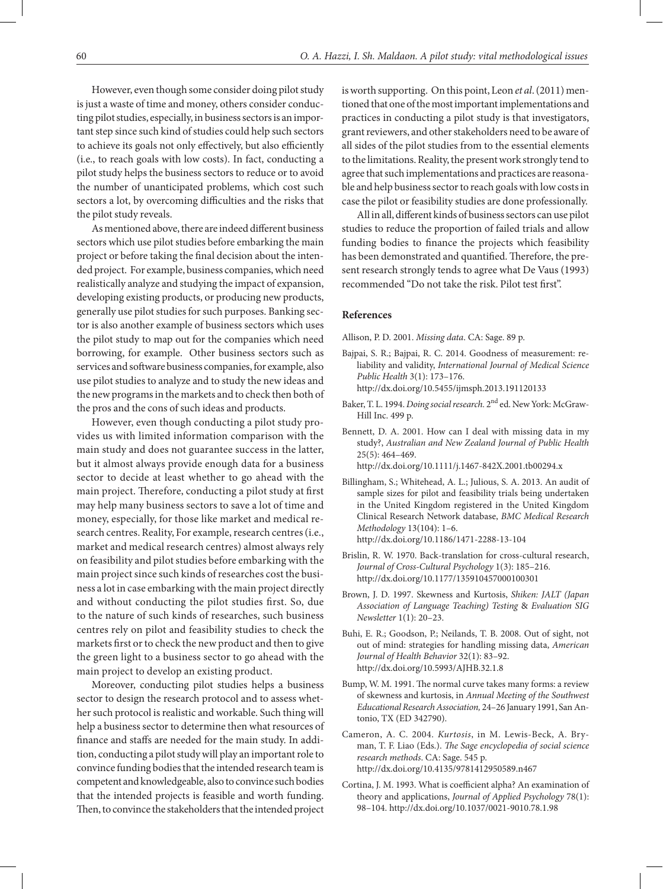However, even though some consider doing pilot study is just a waste of time and money, others consider conducting pilot studies, especially, in business sectors is an important step since such kind of studies could help such sectors to achieve its goals not only effectively, but also efficiently (i.e., to reach goals with low costs). In fact, conducting a pilot study helps the business sectors to reduce or to avoid the number of unanticipated problems, which cost such sectors a lot, by overcoming difficulties and the risks that the pilot study reveals.

As mentioned above, there are indeed different business sectors which use pilot studies before embarking the main project or before taking the final decision about the intended project. For example, business companies, which need realistically analyze and studying the impact of expansion, developing existing products, or producing new products, generally use pilot studies for such purposes. Banking sector is also another example of business sectors which uses the pilot study to map out for the companies which need borrowing, for example. Other business sectors such as services and software business companies, for example, also use pilot studies to analyze and to study the new ideas and the new programs in the markets and to check then both of the pros and the cons of such ideas and products.

However, even though conducting a pilot study provides us with limited information comparison with the main study and does not guarantee success in the latter, but it almost always provide enough data for a business sector to decide at least whether to go ahead with the main project. Therefore, conducting a pilot study at first may help many business sectors to save a lot of time and money, especially, for those like market and medical research centres. Reality, For example, research centres (i.e., market and medical research centres) almost always rely on feasibility and pilot studies before embarking with the main project since such kinds of researches cost the business a lot in case embarking with the main project directly and without conducting the pilot studies first. So, due to the nature of such kinds of researches, such business centres rely on pilot and feasibility studies to check the markets first or to check the new product and then to give the green light to a business sector to go ahead with the main project to develop an existing product.

Moreover, conducting pilot studies helps a business sector to design the research protocol and to assess whether such protocol is realistic and workable. Such thing will help a business sector to determine then what resources of finance and staffs are needed for the main study. In addition, conducting a pilot study will play an important role to convince funding bodies that the intended research team is competent and knowledgeable, also to convince such bodies that the intended projects is feasible and worth funding. Then, to convince the stakeholders that the intended project is worth supporting. On this point, Leon *et al*. (2011) mentioned that one of the most important implementations and practices in conducting a pilot study is that investigators, grant reviewers, and other stakeholders need to be aware of all sides of the pilot studies from to the essential elements to the limitations. Reality, the present work strongly tend to agree that such implementations and practices are reasonable and help business sector to reach goals with low costs in case the pilot or feasibility studies are done professionally.

All in all, different kinds of business sectors can use pilot studies to reduce the proportion of failed trials and allow funding bodies to finance the projects which feasibility has been demonstrated and quantified. Therefore, the present research strongly tends to agree what De Vaus (1993) recommended "Do not take the risk. Pilot test first".

## References

Allison, P. D. 2001. *Missing data*. CA: Sage. 89 p.

Bajpai, S. R.; Bajpai, R. C. 2014. Goodness of measurement: reliability and validity, *International Journal of Medical Science Public Health* 3(1): 173–176. http://dx.doi.org/10.5455/ijmsph.2013.191120133

Baker, T. L. 1994. *Doing social research*. 2nd ed. New York: McGraw-Hill Inc. 499 p.

Bennett, D. A. 2001. How can I deal with missing data in my study?, *Australian and New Zealand Journal of Public Health* 25(5): 464–469. http://dx.doi.org/10.1111/j.1467-842X.2001.tb00294.x

Billingham, S.; Whitehead, A. L.; Julious, S. A. 2013. An audit of sample sizes for pilot and feasibility trials being undertaken in the United Kingdom registered in the United Kingdom Clinical Research Network database, *BMC Medical Research Methodology* 13(104): 1–6. http://dx.doi.org/10.1186/1471-2288-13-104

Brislin, R. W. 1970. Back-translation for cross-cultural research, *Journal of Cross-Cultural Psychology* 1(3): 185–216. http://dx.doi.org/10.1177/135910457000100301

Brown, J. D. 1997. Skewness and Kurtosis, *Shiken: JALT (Japan Association of Language Teaching) Testing* & *Evaluation SIG Newsletter* 1(1): 20–23.

Buhi, E. R.; Goodson, P.; Neilands, T. B. 2008. Out of sight, not out of mind: strategies for handling missing data, *American Journal of Health Behavior* 32(1): 83–92. http://dx.doi.org/10.5993/AJHB.32.1.8

Bump, W. M. 1991. The normal curve takes many forms: a review of skewness and kurtosis, in *Annual Meeting of the Southwest Educational Research Association,* 24–26 January 1991, San Antonio, TX (ED 342790).

Cameron, A. C. 2004. *Kurtosis*, in M. Lewis-Beck, A. Bryman, T. F. Liao (Eds.). *The Sage encyclopedia of social science research methods*. CA: Sage. 545 p. http://dx.doi.org/10.4135/9781412950589.n467

Cortina, J. M. 1993. What is coefficient alpha? An examination of theory and applications, *Journal of Applied Psychology* 78(1): 98–104. http://dx.doi.org/10.1037/0021-9010.78.1.98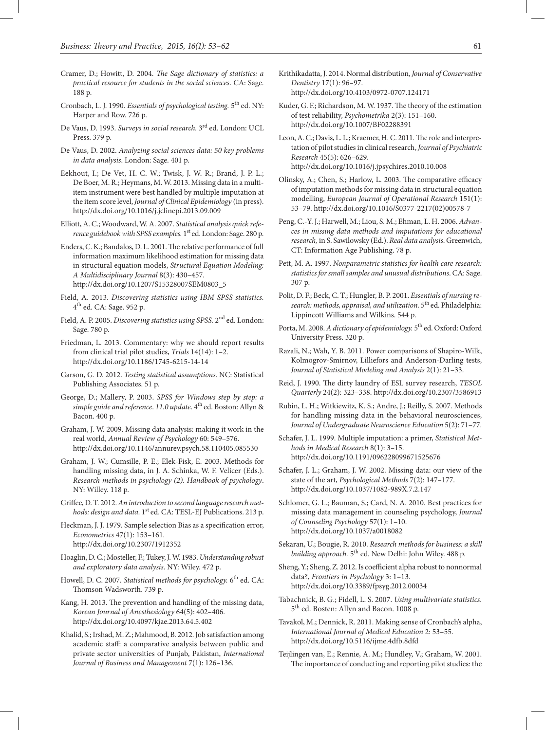Cramer, D.; Howitt, D. 2004. *The Sage dictionary of statistics: a practical resource for students in the social sciences*. CA: Sage. 188 p.

Cronbach, L. J. 1990. *Essentials of psychological testing.* 5th ed. NY: Harper and Row. 726 p.

De Vaus, D. 1993. *Surveys in social research.* 3rd ed. London: UCL Press. 379 p.

De Vaus, D. 2002. *Analyzing social sciences data: 50 key problems in data analysis*. London: Sage. 401 p.

Eekhout, I.; De Vet, H. C. W.; Twisk, J. W. R.; Brand, J. P. L.; De Boer, M. R.; Heymans, M. W. 2013. Missing data in a multi-item instrument were best handled by multiple imputation at the item score level, *Journal of Clinical Epidemiology* (in press). http://dx.doi.org/10.1016/j.jclinepi.2013.09.009

Elliott, A. C.; Woodward, W. A. 2007. *Statistical analysis quick reference guidebook with SPSS examples.* 1st ed. London: Sage. 280 p.

Enders, C. K.; Bandalos, D. L. 2001. The relative performance of full information maximum likelihood estimation for missing data in structural equation models, *Structural Equation Modeling: A Multidisciplinary Journal* 8(3): 430–457. http://dx.doi.org/10.1207/S15328007SEM0803_5

Field, A. 2013. *Discovering statistics using IBM SPSS statistics.* 4th ed. CA: Sage. 952 p.

Field, A. P. 2005. *Discovering statistics using SPSS.* 2nd ed. London: Sage. 780 p.

Friedman, L. 2013. Commentary: why we should report results from clinical trial pilot studies, *Trials* 14(14): 1–2. http://dx.doi.org/10.1186/1745-6215-14-14

Garson, G. D. 2012. *Testing statistical assumptions.* NC: Statistical Publishing Associates. 51 p.

George, D.; Mallery, P. 2003. *SPSS for Windows step by step: a simple guide and reference. 11.0 update.* 4th ed. Boston: Allyn & Bacon. 400 p.

Graham, J. W. 2009. Missing data analysis: making it work in the real world, *Annual Review of Psychology* 60: 549–576. http://dx.doi.org/10.1146/annurev.psych.58.110405.085530

Graham, J. W.; Cumsille, P. E.; Elek-Fisk, E. 2003. Methods for handling missing data, in J. A. Schinka, W. F. Velicer (Eds.). *Research methods in psychology (2)*. *Handbook of psychology*. NY: Willey. 118 p.

Griffee, D. T. 2012. *An introduction to second language research methods: design and data.* 1st ed. CA: TESL-EJ Publications. 213 p.

Heckman, J. J. 1979. Sample selection Bias as a specification error, *Econometrics* 47(1): 153–161. http://dx.doi.org/10.2307/1912352

Hoaglin, D. C.; Mosteller, F.; Tukey, J. W. 1983. *Understanding robust and exploratory data analysis.* NY: Wiley. 472 p.

Howell, D. C. 2007. *Statistical methods for psychology.* 6th ed. CA: Thomson Wadsworth. 739 p.

Kang, H. 2013. The prevention and handling of the missing data, *Korean Journal of Anesthesiology* 64(5): 402–406. http://dx.doi.org/10.4097/kjae.2013.64.5.402

Khalid, S.; Irshad, M. Z.; Mahmood, B. 2012. Job satisfaction among academic staff: a comparative analysis between public and private sector universities of Punjab, Pakistan, *International Journal of Business and Management* 7(1): 126–136.

Krithikadatta, J. 2014. Normal distribution, *Journal of Conservative Dentistry* 17(1): 96–97. http://dx.doi.org/10.4103/0972-0707.124171

Kuder, G. F.; Richardson, M. W. 1937. The theory of the estimation of test reliability, *Psychometrika* 2(3): 151–160. http://dx.doi.org/10.1007/BF02288391

Leon, A. C.; Davis, L. L.; Kraemer, H. C. 2011. The role and interpretation of pilot studies in clinical research, *Journal of Psychiatric Research* 45(5): 626–629. http://dx.doi.org/10.1016/j.jpsychires.2010.10.008

Olinsky, A.; Chen, S.; Harlow, L. 2003. The comparative efficacy of imputation methods for missing data in structural equation modelling, *European Journal of Operational Research* 151(1): 53–79. http://dx.doi.org/10.1016/S0377-2217(02)00578-7

Peng, C.-Y. J.; Harwell, M.; Liou, S. M.; Ehman, L. H. 2006. *Advances in missing data methods and imputations for educational research,* in S. Sawilowsky (Ed.). *Real data analysis*. Greenwich, CT: Information Age Publishing. 78 p.

Pett, M. A. 1997. *Nonparametric statistics for health care research: statistics for small samples and unusual distributions.* CA: Sage. 307 p.

Polit, D. F.; Beck, C. T.; Hungler, B. P. 2001. *Essentials of nursing research: methods, appraisal, and utilization.* 5th ed. Philadelphia: Lippincott Williams and Wilkins. 544 p.

Porta, M. 2008. *A dictionary of epidemiology.* 5th ed. Oxford: Oxford University Press. 320 p.

Razali, N.; Wah, Y. B. 2011. Power comparisons of Shapiro-Wilk, Kolmogrov-Smirnov, Lilliefors and Anderson-Darling tests, *Journal of Statistical Modeling and Analysis* 2(1): 21–33.

Reid, J. 1990. The dirty laundry of ESL survey research, *TESOL Quarterly* 24(2): 323–338. http://dx.doi.org/10.2307/3586913

Rubin, L. H.; Witkiewitz, K. S.; Andre, J.; Reilly, S. 2007. Methods for handling missing data in the behavioral neurosciences, *Journal of Undergraduate Neuroscience Education* 5(2): 71–77.

Schafer, J. L. 1999. Multiple imputation: a primer, *Statistical Methods in Medical Research* 8(1): 3–15. http://dx.doi.org/10.1191/096228099671525676

Schafer, J. L.; Graham, J. W. 2002. Missing data: our view of the state of the art, *Psychological Methods* 7(2): 147–177. http://dx.doi.org/10.1037/1082-989X.7.2.147

Schlomer, G. L.; Bauman, S.; Card, N. A. 2010. Best practices for missing data management in counseling psychology, *Journal of Counseling Psychology* 57(1): 1–10. http://dx.doi.org/10.1037/a0018082

Sekaran, U.; Bougie, R. 2010. *Research methods for business: a skill building approach.* 5th ed. New Delhi: John Wiley. 488 p.

Sheng, Y.; Sheng, Z. 2012. Is coefficient alpha robust to nonnormal data?, *Frontiers in Psychology* 3: 1–13. http://dx.doi.org/10.3389/fpsyg.2012.00034

Tabachnick, B. G.; Fidell, L. S. 2007. *Using multivariate statistics.* 5th ed. Bosten: Allyn and Bacon. 1008 p.

Tavakol, M.; Dennick, R. 2011. Making sense of Cronbach's alpha, *International Journal of Medical Education* 2: 53–55. http://dx.doi.org/10.5116/ijme.4dfb.8dfd

Teijlingen van, E.; Rennie, A. M.; Hundley, V.; Graham, W. 2001. The importance of conducting and reporting pilot studies: the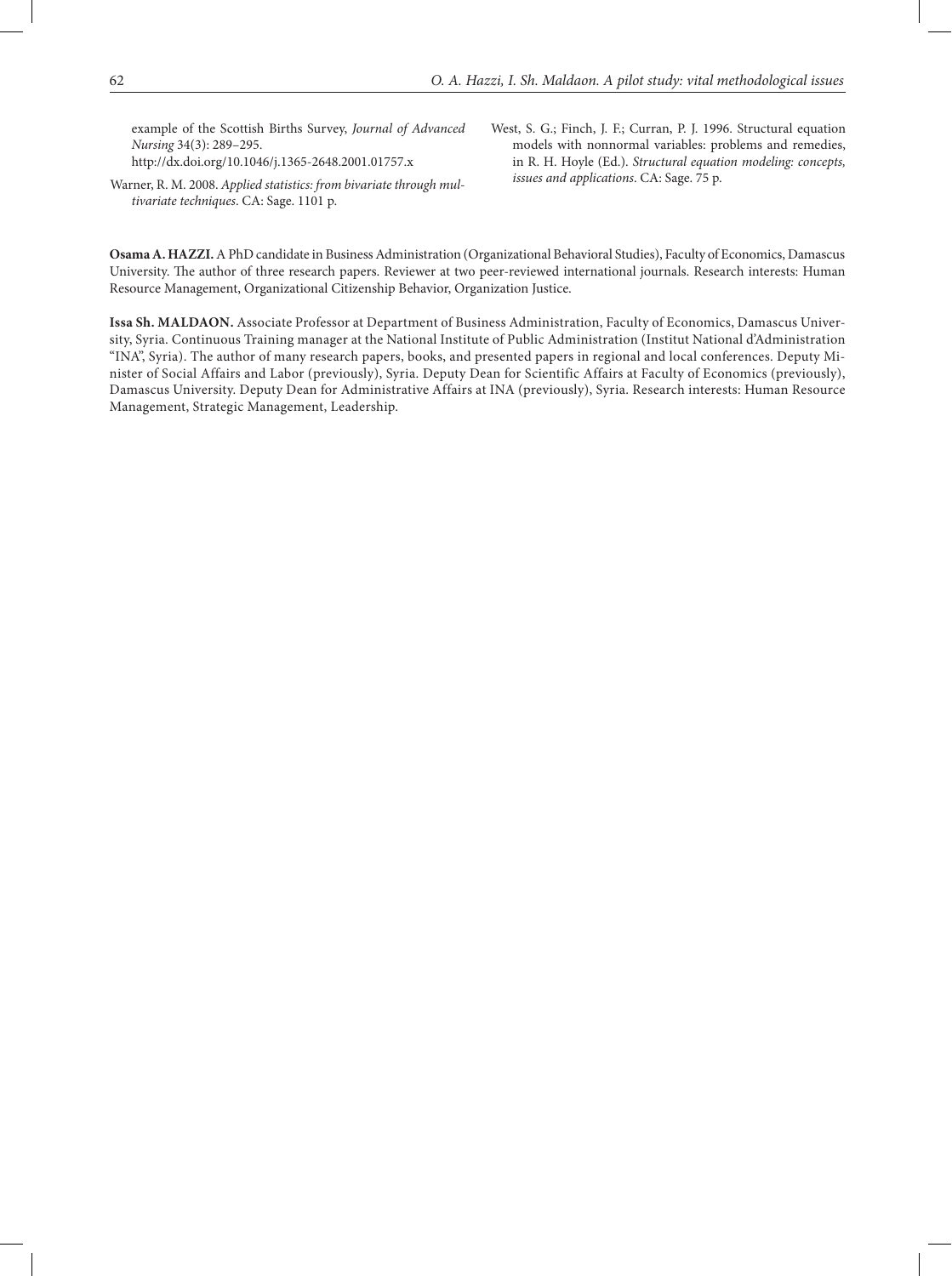example of the Scottish Births Survey, *Journal of Advanced Nursing* 34(3): 289–295. http://dx.doi.org/10.1046/j.1365-2648.2001.01757.x

Warner, R. M. 2008. *Applied statistics: from bivariate through multivariate techniques*. CA: Sage. 1101 p.

West, S. G.; Finch, J. F.; Curran, P. J. 1996. Structural equation models with nonnormal variables: problems and remedies, in R. H. Hoyle (Ed.). *Structural equation modeling: concepts, issues and applications*. CA: Sage. 75 p.

**Osama A. HAZZI.** A PhD candidate in Business Administration (Organizational Behavioral Studies), Faculty of Economics, Damascus University. The author of three research papers. Reviewer at two peer-reviewed international journals. Research interests: Human Resource Management, Organizational Citizenship Behavior, Organization Justice.

**Issa Sh. MALDAON.** Associate Professor at Department of Business Administration, Faculty of Economics, Damascus University, Syria. Continuous Training manager at the National Institute of Public Administration (Institut National d'Administration "INA", Syria). The author of many research papers, books, and presented papers in regional and local conferences. Deputy Minister of Social Affairs and Labor (previously), Syria. Deputy Dean for Scientific Affairs at Faculty of Economics (previously), Damascus University. Deputy Dean for Administrative Affairs at INA (previously), Syria. Research interests: Human Resource Management, Strategic Management, Leadership.